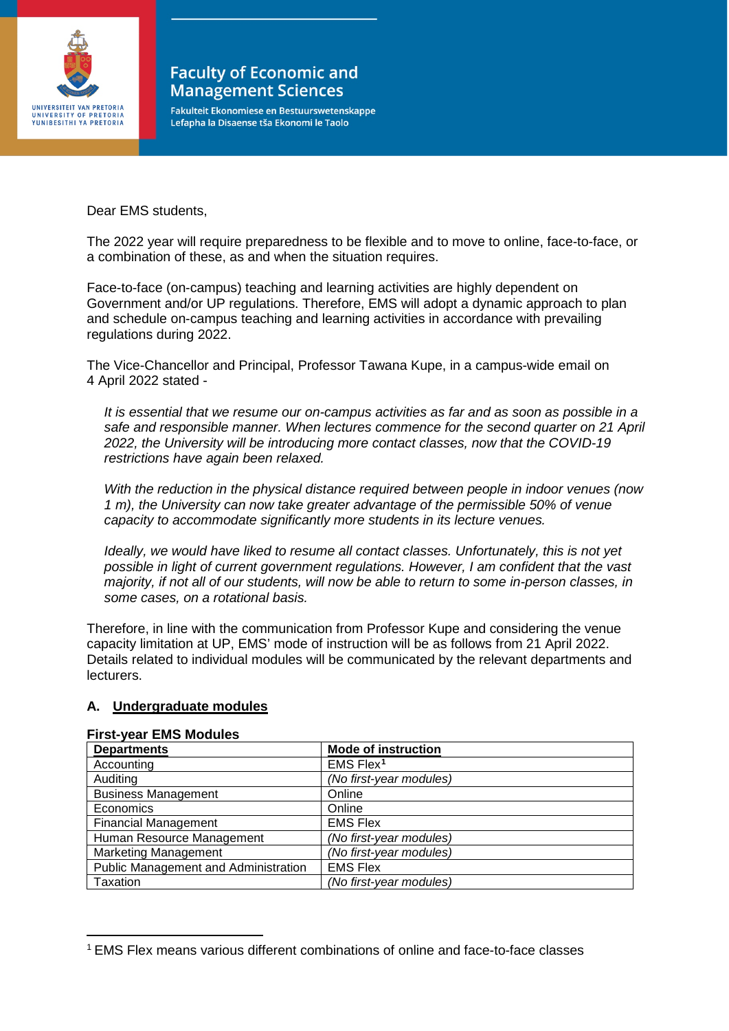# Faculty of Economic and Management Sciences

Fakulteit Ekonomiese en Bestuurswetenskappe
Lefapha la Disaense tša Ekonomi le Taolo

Dear EMS students,

The 2022 year will require preparedness to be flexible and to move to online, face-to-face, or a combination of these, as and when the situation requires.

Face-to-face (on-campus) teaching and learning activities are highly dependent on Government and/or UP regulations. Therefore, EMS will adopt a dynamic approach to plan and schedule on-campus teaching and learning activities in accordance with prevailing regulations during 2022.

The Vice-Chancellor and Principal, Professor Tawana Kupe, in a campus-wide email on 4 April 2022 stated -

> *It is essential that we resume our on-campus activities as far and as soon as possible in a safe and responsible manner. When lectures commence for the second quarter on 21 April 2022, the University will be introducing more contact classes, now that the COVID-19 restrictions have again been relaxed.*
>
> *With the reduction in the physical distance required between people in indoor venues (now 1 m), the University can now take greater advantage of the permissible 50% of venue capacity to accommodate significantly more students in its lecture venues.*
>
> *Ideally, we would have liked to resume all contact classes. Unfortunately, this is not yet possible in light of current government regulations. However, I am confident that the vast majority, if not all of our students, will now be able to return to some in-person classes, in some cases, on a rotational basis.*

Therefore, in line with the communication from Professor Kupe and considering the venue capacity limitation at UP, EMS' mode of instruction will be as follows from 21 April 2022. Details related to individual modules will be communicated by the relevant departments and lecturers.

## A. Undergraduate modules

**First-year EMS Modules**

| Departments | Mode of instruction |
|---|---|
| Accounting | EMS Flex[1] |
| Auditing | *(No first-year modules)* |
| Business Management | Online |
| Economics | Online |
| Financial Management | EMS Flex |
| Human Resource Management | *(No first-year modules)* |
| Marketing Management | *(No first-year modules)* |
| Public Management and Administration | EMS Flex |
| Taxation | *(No first-year modules)* |

[1] EMS Flex means various different combinations of online and face-to-face classes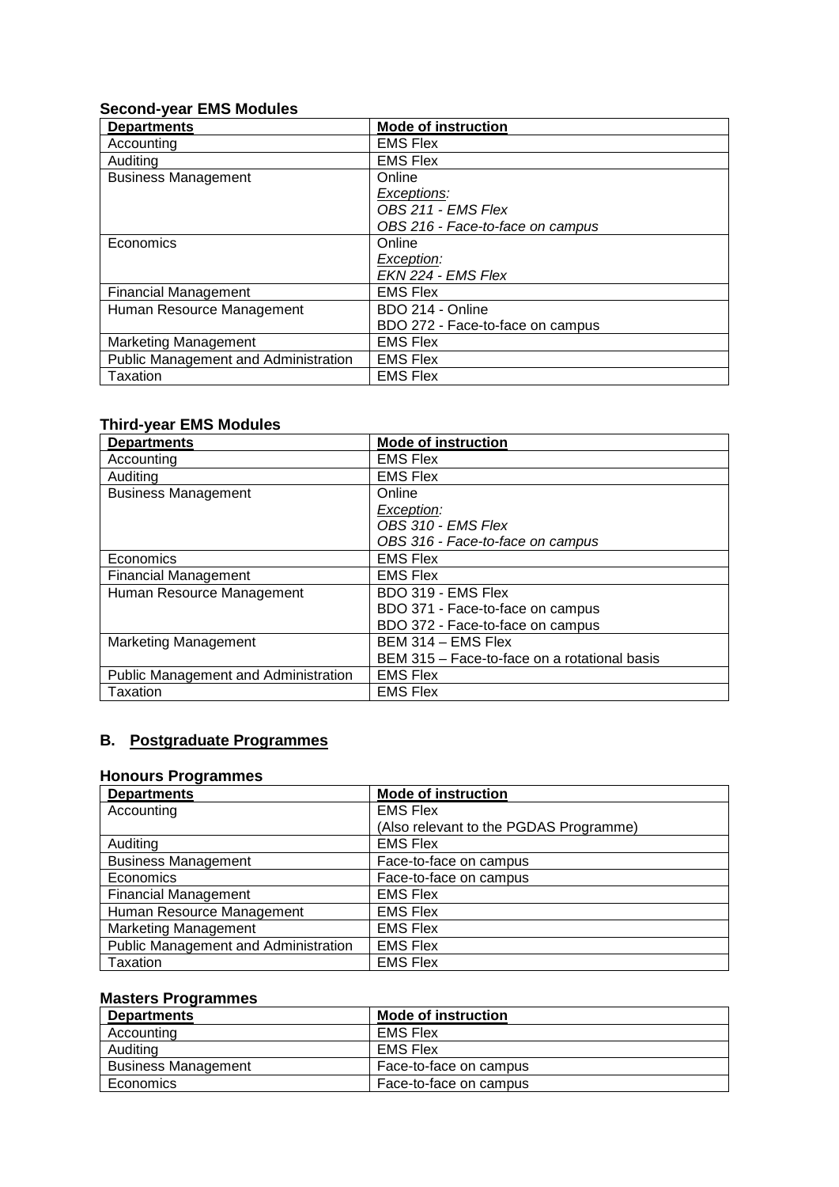### Second-year EMS Modules

| Departments | Mode of instruction |
| --- | --- |
| Accounting | EMS Flex |
| Auditing | EMS Flex |
| Business Management | Online<br>*Exceptions:*<br>*OBS 211 - EMS Flex*<br>*OBS 216 - Face-to-face on campus* |
| Economics | Online<br>*Exception:*<br>*EKN 224 - EMS Flex* |
| Financial Management | EMS Flex |
| Human Resource Management | BDO 214 - Online<br>BDO 272 - Face-to-face on campus |
| Marketing Management | EMS Flex |
| Public Management and Administration | EMS Flex |
| Taxation | EMS Flex |

### Third-year EMS Modules

| Departments | Mode of instruction |
| --- | --- |
| Accounting | EMS Flex |
| Auditing | EMS Flex |
| Business Management | Online<br>*Exception:*<br>*OBS 310 - EMS Flex*<br>*OBS 316 - Face-to-face on campus* |
| Economics | EMS Flex |
| Financial Management | EMS Flex |
| Human Resource Management | BDO 319 - EMS Flex<br>BDO 371 - Face-to-face on campus<br>BDO 372 - Face-to-face on campus |
| Marketing Management | BEM 314 – EMS Flex<br>BEM 315 – Face-to-face on a rotational basis |
| Public Management and Administration | EMS Flex |
| Taxation | EMS Flex |

## B. Postgraduate Programmes

### Honours Programmes

| Departments | Mode of instruction |
| --- | --- |
| Accounting | EMS Flex<br>(Also relevant to the PGDAS Programme) |
| Auditing | EMS Flex |
| Business Management | Face-to-face on campus |
| Economics | Face-to-face on campus |
| Financial Management | EMS Flex |
| Human Resource Management | EMS Flex |
| Marketing Management | EMS Flex |
| Public Management and Administration | EMS Flex |
| Taxation | EMS Flex |

### Masters Programmes

| Departments | Mode of instruction |
| --- | --- |
| Accounting | EMS Flex |
| Auditing | EMS Flex |
| Business Management | Face-to-face on campus |
| Economics | Face-to-face on campus |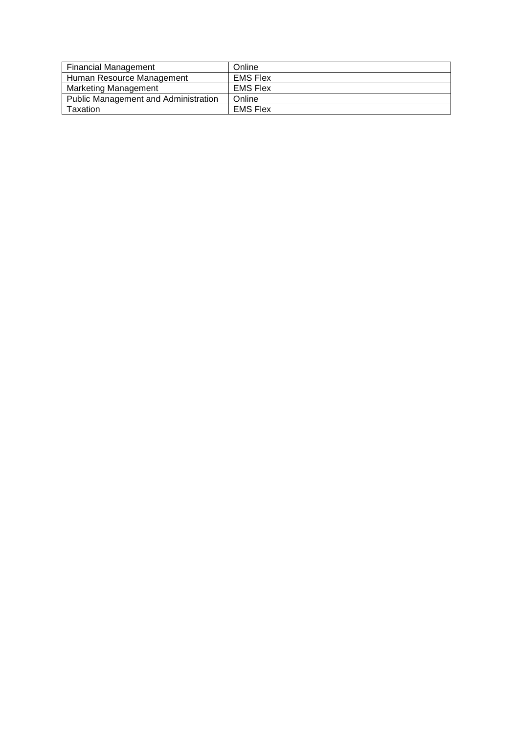| | |
|---|---|
| Financial Management | Online |
| Human Resource Management | EMS Flex |
| Marketing Management | EMS Flex |
| Public Management and Administration | Online |
| Taxation | EMS Flex |